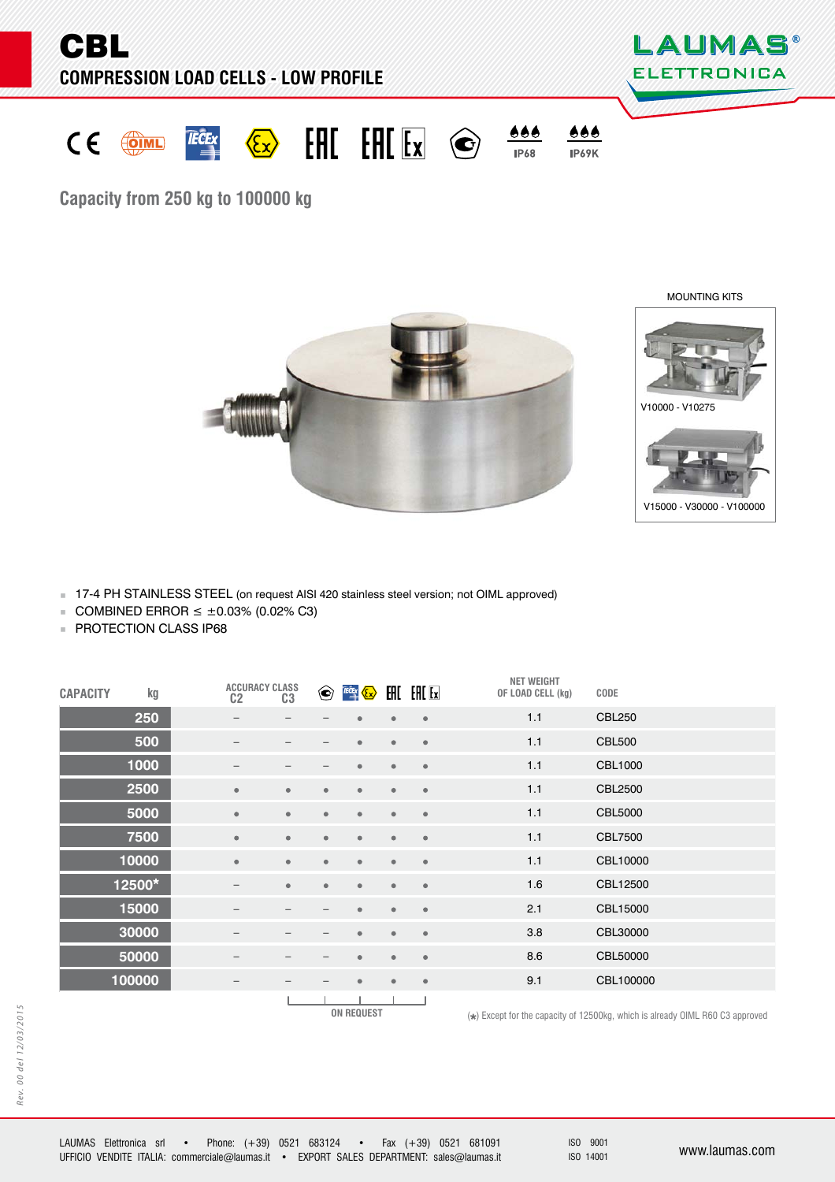# CBL

## COMPRESSION LOAD CELLS - LOW PROFILE

IP68 IP69K

### Capacity from 250 kg to 100000 kg

MOUNTING KITS

V10000 - V10275

V15000 - V30000 - V100000

- 17-4 PH STAINLESS STEEL (on request AISI 420 stainless steel version; not OIML approved)
- COMBINED ERROR ≤ ±0.03% (0.02% C3)
- PROTECTION CLASS IP68

| CAPACITY kg | ACCURACY CLASS C2 | ACCURACY CLASS C3 | GOST | IECEx / Ex | EAC | EAC Ex | NET WEIGHT OF LOAD CELL (kg) | CODE |
|---|---|---|---|---|---|---|---|---|
| 250 | – | – | – | • | • | • | 1.1 | CBL250 |
| 500 | – | – | – | • | • | • | 1.1 | CBL500 |
| 1000 | – | – | – | • | • | • | 1.1 | CBL1000 |
| 2500 | • | • | • | • | • | • | 1.1 | CBL2500 |
| 5000 | • | • | • | • | • | • | 1.1 | CBL5000 |
| 7500 | • | • | • | • | • | • | 1.1 | CBL7500 |
| 10000 | • | • | • | • | • | • | 1.1 | CBL10000 |
| 12500* | – | • | • | • | • | • | 1.6 | CBL12500 |
| 15000 | – | – | – | • | • | • | 2.1 | CBL15000 |
| 30000 | – | – | – | • | • | • | 3.8 | CBL30000 |
| 50000 | – | – | – | • | • | • | 8.6 | CBL50000 |
| 100000 | – | – | – | • | • | • | 9.1 | CBL100000 |

ON REQUEST

(*) Except for the capacity of 12500kg, which is already OIML R60 C3 approved

Rev. 00 del 12/03/2015

LAUMAS Elettronica srl • Phone: (+39) 0521 683124 • Fax (+39) 0521 681091
UFFICIO VENDITE ITALIA: commerciale@laumas.it • EXPORT SALES DEPARTMENT: sales@laumas.it

ISO 9001
ISO 14001

www.laumas.com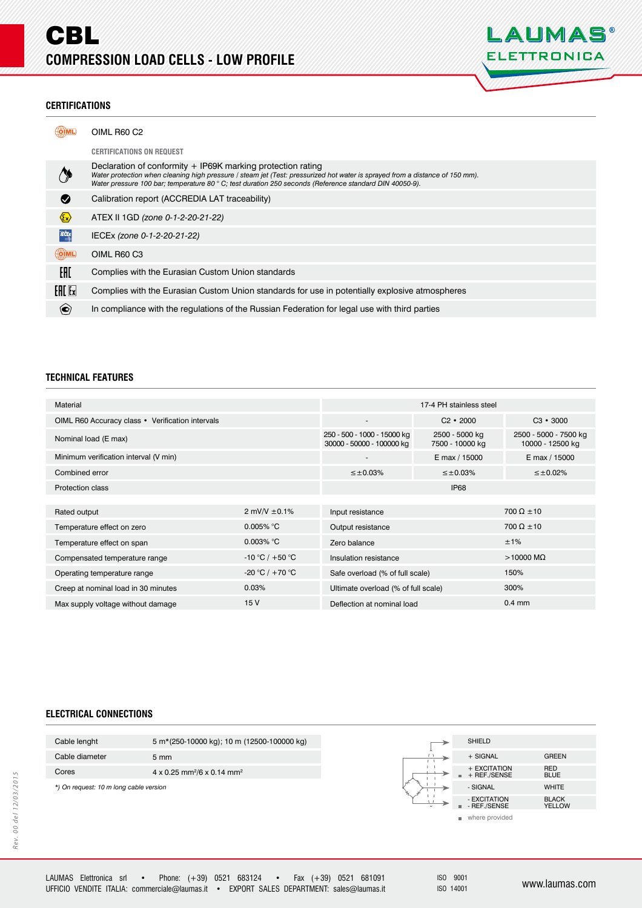# CBL

## COMPRESSION LOAD CELLS - LOW PROFILE

### CERTIFICATIONS

OIML R60 C2

**CERTIFICATIONS ON REQUEST**

- Declaration of conformity + IP69K marking protection rating
  *Water protection when cleaning high pressure / steam jet (Test: pressurized hot water is sprayed from a distance of 150 mm). Water pressure 100 bar; temperature 80 ° C; test duration 250 seconds (Reference standard DIN 40050-9).*
- Calibration report (ACCREDIA LAT traceability)
- ATEX II 1GD *(zone 0-1-2-20-21-22)*
- IECEx *(zone 0-1-2-20-21-22)*
- OIML R60 C3
- Complies with the Eurasian Custom Union standards
- Complies with the Eurasian Custom Union standards for use in potentially explosive atmospheres
- In compliance with the regulations of the Russian Federation for legal use with third parties

### TECHNICAL FEATURES

| | | | |
|---|---|---|---|
| Material | 17-4 PH stainless steel | | |
| OIML R60 Accuracy class • Verification intervals | - | C2 • 2000 | C3 • 3000 |
| Nominal load (E max) | 250 - 500 - 1000 - 15000 kg 30000 - 50000 - 100000 kg | 2500 - 5000 kg 7500 - 10000 kg | 2500 - 5000 - 7500 kg 10000 - 12500 kg |
| Minimum verification interval (V min) | - | E max / 15000 | E max / 15000 |
| Combined error | ≤±0.03% | ≤±0.03% | ≤±0.02% |
| Protection class | IP68 | | |

| | | | |
|---|---|---|---|
| Rated output | 2 mV/V ±0.1% | Input resistance | 700 Ω ±10 |
| Temperature effect on zero | 0.005% °C | Output resistance | 700 Ω ±10 |
| Temperature effect on span | 0.003% °C | Zero balance | ±1% |
| Compensated temperature range | -10 °C / +50 °C | Insulation resistance | >10000 MΩ |
| Operating temperature range | -20 °C / +70 °C | Safe overload (% of full scale) | 150% |
| Creep at nominal load in 30 minutes | 0.03% | Ultimate overload (% of full scale) | 300% |
| Max supply voltage without damage | 15 V | Deflection at nominal load | 0.4 mm |

### ELECTRICAL CONNECTIONS

| | |
|---|---|
| Cable lenght | 5 m*(250-10000 kg); 10 m (12500-100000 kg) |
| Cable diameter | 5 mm |
| Cores | 4 x 0.25 mm²/6 x 0.14 mm² |

*\*) On request: 10 m long cable version*

| | |
|---|---|
| SHIELD | |
| + SIGNAL | GREEN |
| + EXCITATION<br>■ + REF./SENSE | RED<br>BLUE |
| - SIGNAL | WHITE |
| - EXCITATION<br>■ - REF./SENSE | BLACK<br>YELLOW |

■ where provided

Rev. 00 del 12/03/2015

LAUMAS Elettronica srl • Phone: (+39) 0521 683124 • Fax (+39) 0521 681091
UFFICIO VENDITE ITALIA: commerciale@laumas.it • EXPORT SALES DEPARTMENT: sales@laumas.it

ISO 9001
ISO 14001

www.laumas.com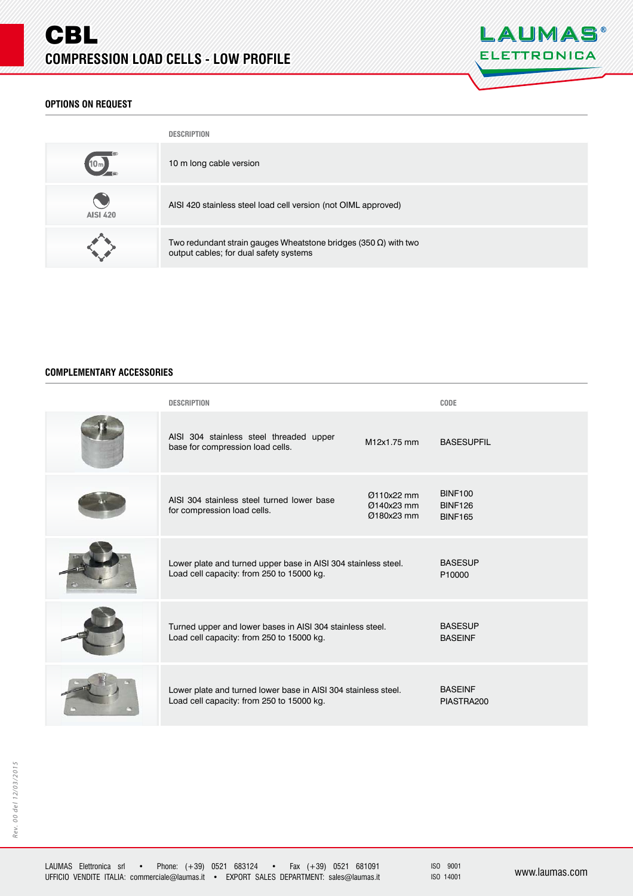# CBL

## COMPRESSION LOAD CELLS - LOW PROFILE

### OPTIONS ON REQUEST

| | DESCRIPTION |
|---|---|
| 10m | 10 m long cable version |
| AISI 420 | AISI 420 stainless steel load cell version (not OIML approved) |
| | Two redundant strain gauges Wheatstone bridges (350 Ω) with two output cables; for dual safety systems |

### COMPLEMENTARY ACCESSORIES

| | DESCRIPTION | | CODE |
|---|---|---|---|
| | AISI 304 stainless steel threaded upper base for compression load cells. | M12x1.75 mm | BASESUPFIL |
| | AISI 304 stainless steel turned lower base for compression load cells. | Ø110x22 mm<br>Ø140x23 mm<br>Ø180x23 mm | BINF100<br>BINF126<br>BINF165 |
| | Lower plate and turned upper base in AISI 304 stainless steel. Load cell capacity: from 250 to 15000 kg. | | BASESUP<br>P10000 |
| | Turned upper and lower bases in AISI 304 stainless steel. Load cell capacity: from 250 to 15000 kg. | | BASESUP<br>BASEINF |
| | Lower plate and turned lower base in AISI 304 stainless steel. Load cell capacity: from 250 to 15000 kg. | | BASEINF<br>PIASTRA200 |

*Rev. 00 del 12/03/2015*

LAUMAS Elettronica srl • Phone: (+39) 0521 683124 • Fax (+39) 0521 681091
UFFICIO VENDITE ITALIA: commerciale@laumas.it • EXPORT SALES DEPARTMENT: sales@laumas.it

ISO 9001
ISO 14001

www.laumas.com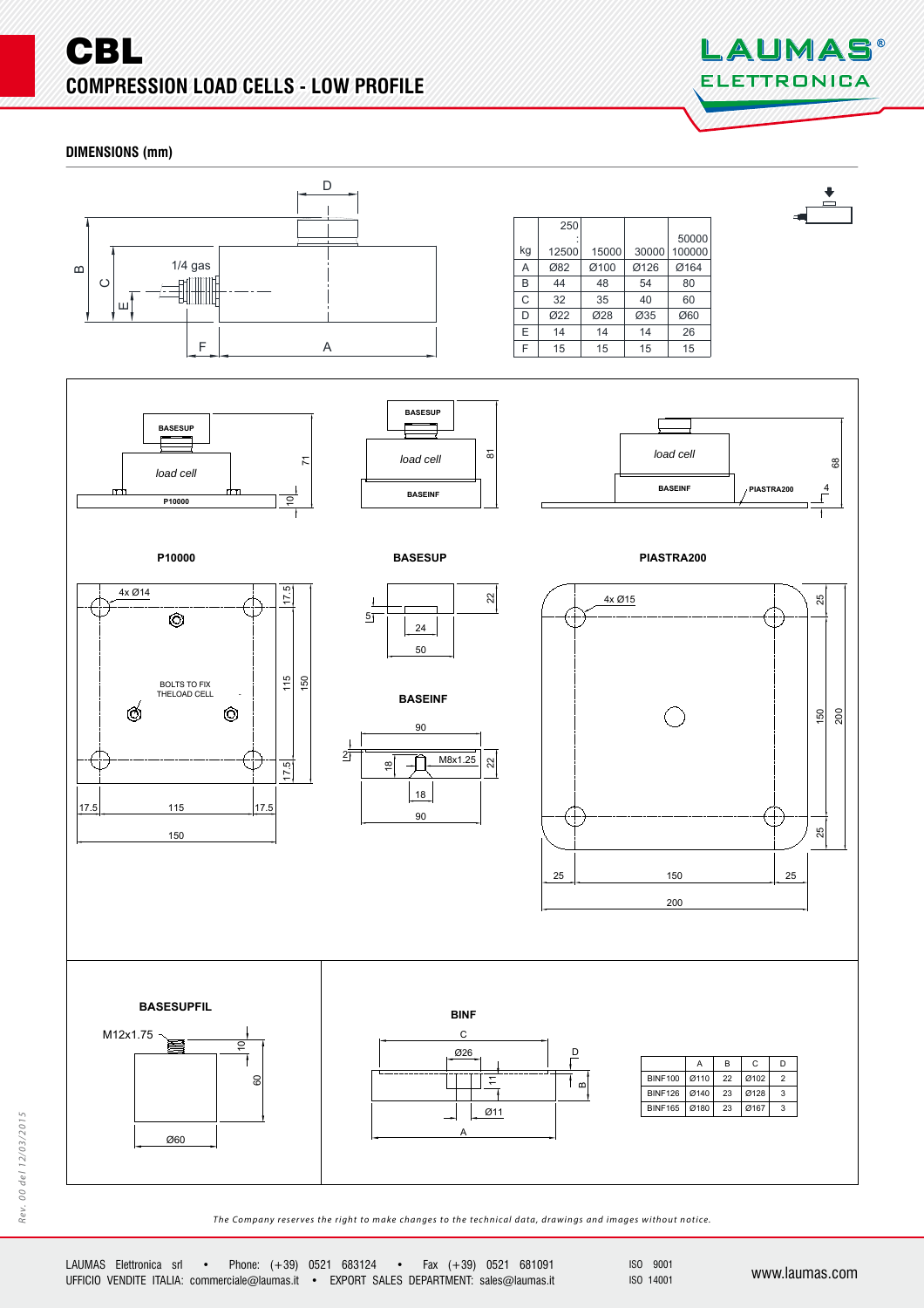# CBL

## COMPRESSION LOAD CELLS - LOW PROFILE

### DIMENSIONS (mm)

1/4 gas

| kg | 250 : 12500 | 15000 | 30000 | 50000 100000 |
|---|---|---|---|---|
| A | Ø82 | Ø100 | Ø126 | Ø164 |
| B | 44 | 48 | 54 | 80 |
| C | 32 | 35 | 40 | 60 |
| D | Ø22 | Ø28 | Ø35 | Ø60 |
| E | 14 | 14 | 14 | 26 |
| F | 15 | 15 | 15 | 15 |

BASESUP
load cell
P10000
71
10

BASESUP
load cell
BASEINF
81

load cell
BASEINF
PIASTRA200
68
4

**P10000**

4x Ø14
BOLTS TO FIX THELOAD CELL
17.5
115
150
17.5
17.5
115
17.5
150

**BASESUP**

22
5
24
50

**BASEINF**

90
2
18
M8x1.25
22
18
90

**PIASTRA200**

4x Ø15
25
150
200
25
25
150
25
200

**BASESUPFIL**

M12x1.75
10
60
Ø60

**BINF**

C
Ø26
D
11
B
Ø11
A

| | A | B | C | D |
|---|---|---|---|---|
| BINF100 | Ø110 | 22 | Ø102 | 2 |
| BINF126 | Ø140 | 23 | Ø128 | 3 |
| BINF165 | Ø180 | 23 | Ø167 | 3 |

*The Company reserves the right to make changes to the technical data, drawings and images without notice.*

Rev. 00 del 12/03/2015

LAUMAS Elettronica srl • Phone: (+39) 0521 683124 • Fax (+39) 0521 681091
UFFICIO VENDITE ITALIA: commerciale@laumas.it • EXPORT SALES DEPARTMENT: sales@laumas.it

ISO 9001
ISO 14001

www.laumas.com